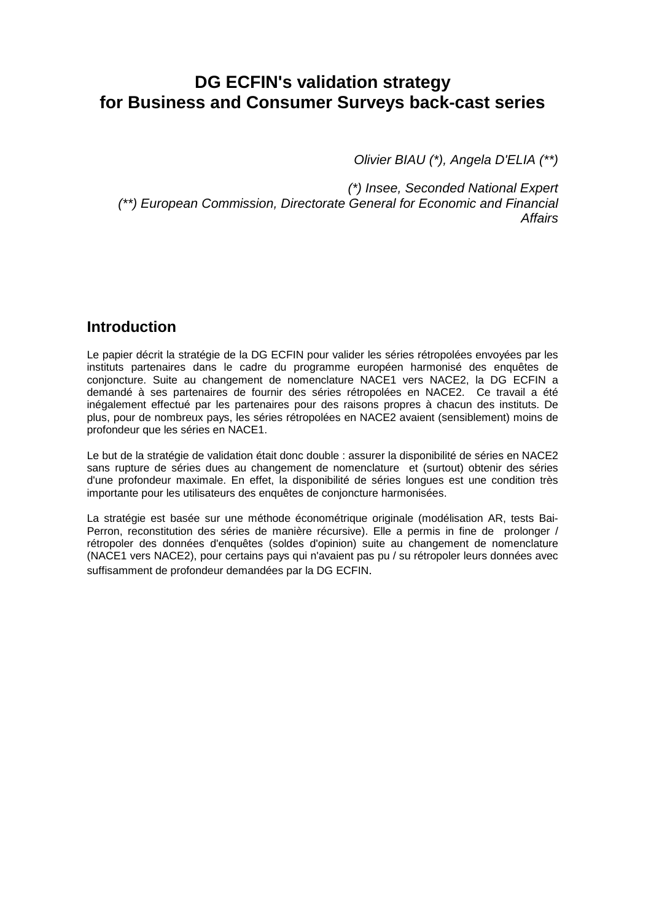# DG ECFIN's validation strategy for Business and Consumer Surveys back-cast series

*Olivier BIAU (\*), Angela D'ELIA (\*\*)*

*(\*) Insee, Seconded National Expert*
*(\*\*) European Commission, Directorate General for Economic and Financial Affairs*

## Introduction

Le papier décrit la stratégie de la DG ECFIN pour valider les séries rétropolées envoyées par les instituts partenaires dans le cadre du programme européen harmonisé des enquêtes de conjoncture. Suite au changement de nomenclature NACE1 vers NACE2, la DG ECFIN a demandé à ses partenaires de fournir des séries rétropolées en NACE2. Ce travail a été inégalement effectué par les partenaires pour des raisons propres à chacun des instituts. De plus, pour de nombreux pays, les séries rétropolées en NACE2 avaient (sensiblement) moins de profondeur que les séries en NACE1.

Le but de la stratégie de validation était donc double : assurer la disponibilité de séries en NACE2 sans rupture de séries dues au changement de nomenclature et (surtout) obtenir des séries d'une profondeur maximale. En effet, la disponibilité de séries longues est une condition très importante pour les utilisateurs des enquêtes de conjoncture harmonisées.

La stratégie est basée sur une méthode économétrique originale (modélisation AR, tests Bai-Perron, reconstitution des séries de manière récursive). Elle a permis in fine de prolonger / rétropoler des données d'enquêtes (soldes d'opinion) suite au changement de nomenclature (NACE1 vers NACE2), pour certains pays qui n'avaient pas pu / su rétropoler leurs données avec suffisamment de profondeur demandées par la DG ECFIN.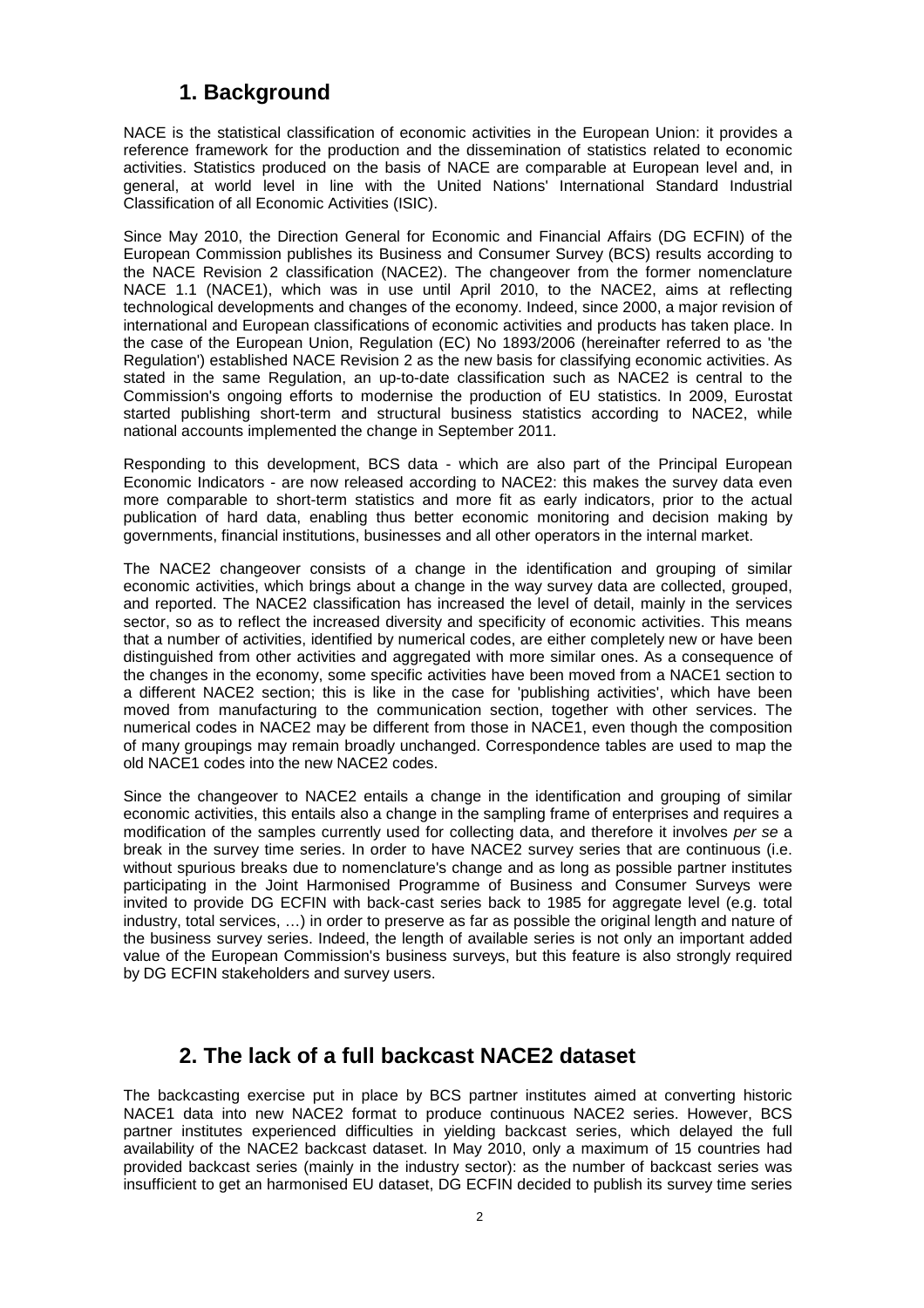## 1. Background

NACE is the statistical classification of economic activities in the European Union: it provides a reference framework for the production and the dissemination of statistics related to economic activities. Statistics produced on the basis of NACE are comparable at European level and, in general, at world level in line with the United Nations' International Standard Industrial Classification of all Economic Activities (ISIC).

Since May 2010, the Direction General for Economic and Financial Affairs (DG ECFIN) of the European Commission publishes its Business and Consumer Survey (BCS) results according to the NACE Revision 2 classification (NACE2). The changeover from the former nomenclature NACE 1.1 (NACE1), which was in use until April 2010, to the NACE2, aims at reflecting technological developments and changes of the economy. Indeed, since 2000, a major revision of international and European classifications of economic activities and products has taken place. In the case of the European Union, Regulation (EC) No 1893/2006 (hereinafter referred to as 'the Regulation') established NACE Revision 2 as the new basis for classifying economic activities. As stated in the same Regulation, an up-to-date classification such as NACE2 is central to the Commission's ongoing efforts to modernise the production of EU statistics. In 2009, Eurostat started publishing short-term and structural business statistics according to NACE2, while national accounts implemented the change in September 2011.

Responding to this development, BCS data - which are also part of the Principal European Economic Indicators - are now released according to NACE2: this makes the survey data even more comparable to short-term statistics and more fit as early indicators, prior to the actual publication of hard data, enabling thus better economic monitoring and decision making by governments, financial institutions, businesses and all other operators in the internal market.

The NACE2 changeover consists of a change in the identification and grouping of similar economic activities, which brings about a change in the way survey data are collected, grouped, and reported. The NACE2 classification has increased the level of detail, mainly in the services sector, so as to reflect the increased diversity and specificity of economic activities. This means that a number of activities, identified by numerical codes, are either completely new or have been distinguished from other activities and aggregated with more similar ones. As a consequence of the changes in the economy, some specific activities have been moved from a NACE1 section to a different NACE2 section; this is like in the case for 'publishing activities', which have been moved from manufacturing to the communication section, together with other services. The numerical codes in NACE2 may be different from those in NACE1, even though the composition of many groupings may remain broadly unchanged. Correspondence tables are used to map the old NACE1 codes into the new NACE2 codes.

Since the changeover to NACE2 entails a change in the identification and grouping of similar economic activities, this entails also a change in the sampling frame of enterprises and requires a modification of the samples currently used for collecting data, and therefore it involves *per se* a break in the survey time series. In order to have NACE2 survey series that are continuous (i.e. without spurious breaks due to nomenclature's change and as long as possible partner institutes participating in the Joint Harmonised Programme of Business and Consumer Surveys were invited to provide DG ECFIN with back-cast series back to 1985 for aggregate level (e.g. total industry, total services, …) in order to preserve as far as possible the original length and nature of the business survey series. Indeed, the length of available series is not only an important added value of the European Commission's business surveys, but this feature is also strongly required by DG ECFIN stakeholders and survey users.

## 2. The lack of a full backcast NACE2 dataset

The backcasting exercise put in place by BCS partner institutes aimed at converting historic NACE1 data into new NACE2 format to produce continuous NACE2 series. However, BCS partner institutes experienced difficulties in yielding backcast series, which delayed the full availability of the NACE2 backcast dataset. In May 2010, only a maximum of 15 countries had provided backcast series (mainly in the industry sector): as the number of backcast series was insufficient to get an harmonised EU dataset, DG ECFIN decided to publish its survey time series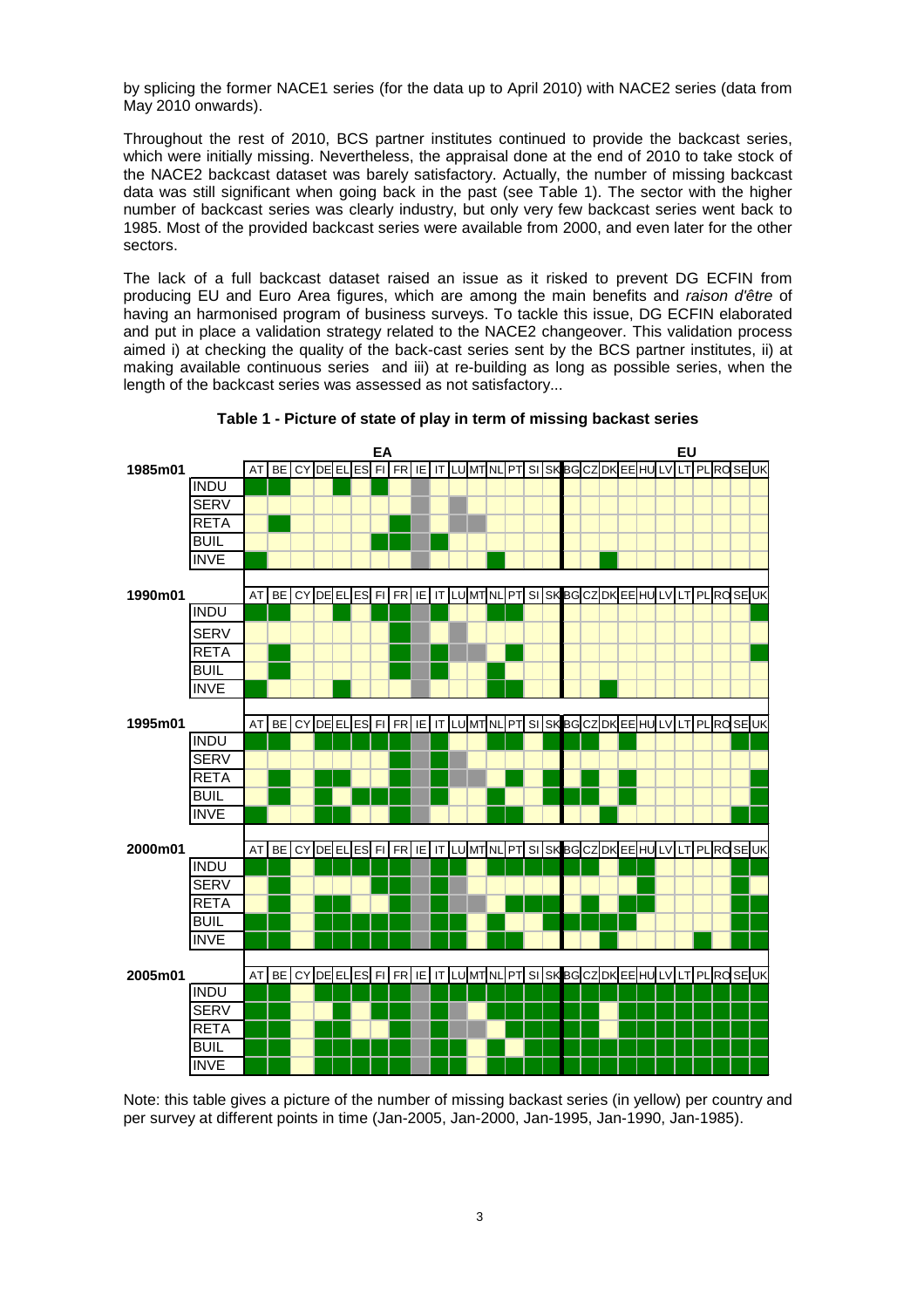by splicing the former NACE1 series (for the data up to April 2010) with NACE2 series (data from May 2010 onwards).

Throughout the rest of 2010, BCS partner institutes continued to provide the backcast series, which were initially missing. Nevertheless, the appraisal done at the end of 2010 to take stock of the NACE2 backcast dataset was barely satisfactory. Actually, the number of missing backcast data was still significant when going back in the past (see Table 1). The sector with the higher number of backcast series was clearly industry, but only very few backcast series went back to 1985. Most of the provided backcast series were available from 2000, and even later for the other sectors.

The lack of a full backcast dataset raised an issue as it risked to prevent DG ECFIN from producing EU and Euro Area figures, which are among the main benefits and *raison d'être* of having an harmonised program of business surveys. To tackle this issue, DG ECFIN elaborated and put in place a validation strategy related to the NACE2 changeover. This validation process aimed i) at checking the quality of the back-cast series sent by the BCS partner institutes, ii) at making available continuous series and iii) at re-building as long as possible series, when the length of the backcast series was assessed as not satisfactory...

**Table 1 - Picture of state of play in term of missing backast series**

| | | EA | | | | | | | | | | | | | | | | EU | | | | | | | | | | |
|---|---|---|---|---|---|---|---|---|---|---|---|---|---|---|---|---|---|---|---|---|---|---|---|---|---|---|---|---|
| 1985m01 | | AT | BE | CY | DE | EL | ES | FI | FR | IE | IT | LU | MT | NL | PT | SI | SK | BG | CZ | DK | EE | HU | LV | LT | PL | RO | SE | UK |
| | INDU | | | | | | | | | | | | | | | | | | | | | | | | | | | |
| | SERV | | | | | | | | | | | | | | | | | | | | | | | | | | | |
| | RETA | | | | | | | | | | | | | | | | | | | | | | | | | | | |
| | BUIL | | | | | | | | | | | | | | | | | | | | | | | | | | | |
| | INVE | | | | | | | | | | | | | | | | | | | | | | | | | | | |
| 1990m01 | | AT | BE | CY | DE | EL | ES | FI | FR | IE | IT | LU | MT | NL | PT | SI | SK | BG | CZ | DK | EE | HU | LV | LT | PL | RO | SE | UK |
| | INDU | | | | | | | | | | | | | | | | | | | | | | | | | | | |
| | SERV | | | | | | | | | | | | | | | | | | | | | | | | | | | |
| | RETA | | | | | | | | | | | | | | | | | | | | | | | | | | | |
| | BUIL | | | | | | | | | | | | | | | | | | | | | | | | | | | |
| | INVE | | | | | | | | | | | | | | | | | | | | | | | | | | | |
| 1995m01 | | AT | BE | CY | DE | EL | ES | FI | FR | IE | IT | LU | MT | NL | PT | SI | SK | BG | CZ | DK | EE | HU | LV | LT | PL | RO | SE | UK |
| | INDU | | | | | | | | | | | | | | | | | | | | | | | | | | | |
| | SERV | | | | | | | | | | | | | | | | | | | | | | | | | | | |
| | RETA | | | | | | | | | | | | | | | | | | | | | | | | | | | |
| | BUIL | | | | | | | | | | | | | | | | | | | | | | | | | | | |
| | INVE | | | | | | | | | | | | | | | | | | | | | | | | | | | |
| 2000m01 | | AT | BE | CY | DE | EL | ES | FI | FR | IE | IT | LU | MT | NL | PT | SI | SK | BG | CZ | DK | EE | HU | LV | LT | PL | RO | SE | UK |
| | INDU | | | | | | | | | | | | | | | | | | | | | | | | | | | |
| | SERV | | | | | | | | | | | | | | | | | | | | | | | | | | | |
| | RETA | | | | | | | | | | | | | | | | | | | | | | | | | | | |
| | BUIL | | | | | | | | | | | | | | | | | | | | | | | | | | | |
| | INVE | | | | | | | | | | | | | | | | | | | | | | | | | | | |
| 2005m01 | | AT | BE | CY | DE | EL | ES | FI | FR | IE | IT | LU | MT | NL | PT | SI | SK | BG | CZ | DK | EE | HU | LV | LT | PL | RO | SE | UK |
| | INDU | | | | | | | | | | | | | | | | | | | | | | | | | | | |
| | SERV | | | | | | | | | | | | | | | | | | | | | | | | | | | |
| | RETA | | | | | | | | | | | | | | | | | | | | | | | | | | | |
| | BUIL | | | | | | | | | | | | | | | | | | | | | | | | | | | |
| | INVE | | | | | | | | | | | | | | | | | | | | | | | | | | | |

Note: this table gives a picture of the number of missing backast series (in yellow) per country and per survey at different points in time (Jan-2005, Jan-2000, Jan-1995, Jan-1990, Jan-1985).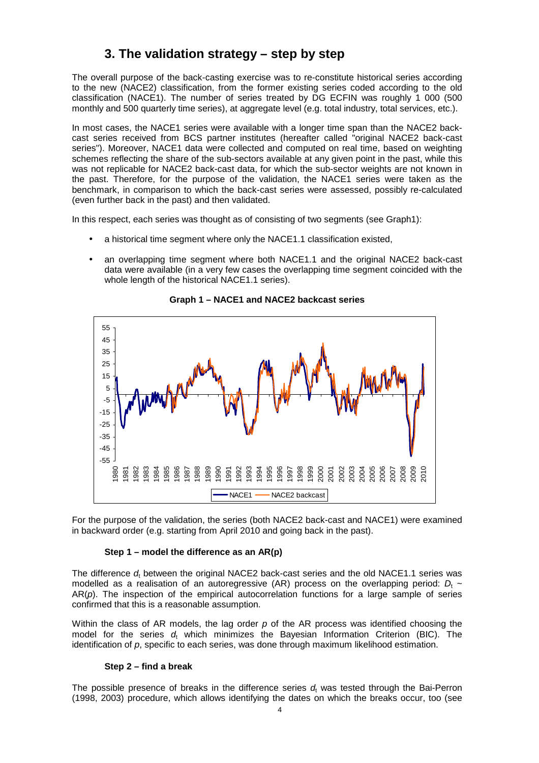## 3. The validation strategy – step by step

The overall purpose of the back-casting exercise was to re-constitute historical series according to the new (NACE2) classification, from the former existing series coded according to the old classification (NACE1). The number of series treated by DG ECFIN was roughly 1 000 (500 monthly and 500 quarterly time series), at aggregate level (e.g. total industry, total services, etc.).

In most cases, the NACE1 series were available with a longer time span than the NACE2 back-cast series received from BCS partner institutes (hereafter called "original NACE2 back-cast series"). Moreover, NACE1 data were collected and computed on real time, based on weighting schemes reflecting the share of the sub-sectors available at any given point in the past, while this was not replicable for NACE2 back-cast data, for which the sub-sector weights are not known in the past. Therefore, for the purpose of the validation, the NACE1 series were taken as the benchmark, in comparison to which the back-cast series were assessed, possibly re-calculated (even further back in the past) and then validated.

In this respect, each series was thought as of consisting of two segments (see Graph1):

- a historical time segment where only the NACE1.1 classification existed,
- an overlapping time segment where both NACE1.1 and the original NACE2 back-cast data were available (in a very few cases the overlapping time segment coincided with the whole length of the historical NACE1.1 series).

**Graph 1 – NACE1 and NACE2 backcast series**

For the purpose of the validation, the series (both NACE2 back-cast and NACE1) were examined in backward order (e.g. starting from April 2010 and going back in the past).

**Step 1 – model the difference as an AR(p)**

The difference $d_t$ between the original NACE2 back-cast series and the old NACE1.1 series was modelled as a realisation of an autoregressive (AR) process on the overlapping period: $D_t \sim AR(p)$. The inspection of the empirical autocorrelation functions for a large sample of series confirmed that this is a reasonable assumption.

Within the class of AR models, the lag order $p$ of the AR process was identified choosing the model for the series $d_t$ which minimizes the Bayesian Information Criterion (BIC). The identification of $p$, specific to each series, was done through maximum likelihood estimation.

**Step 2 – find a break**

The possible presence of breaks in the difference series $d_t$ was tested through the Bai-Perron (1998, 2003) procedure, which allows identifying the dates on which the breaks occur, too (see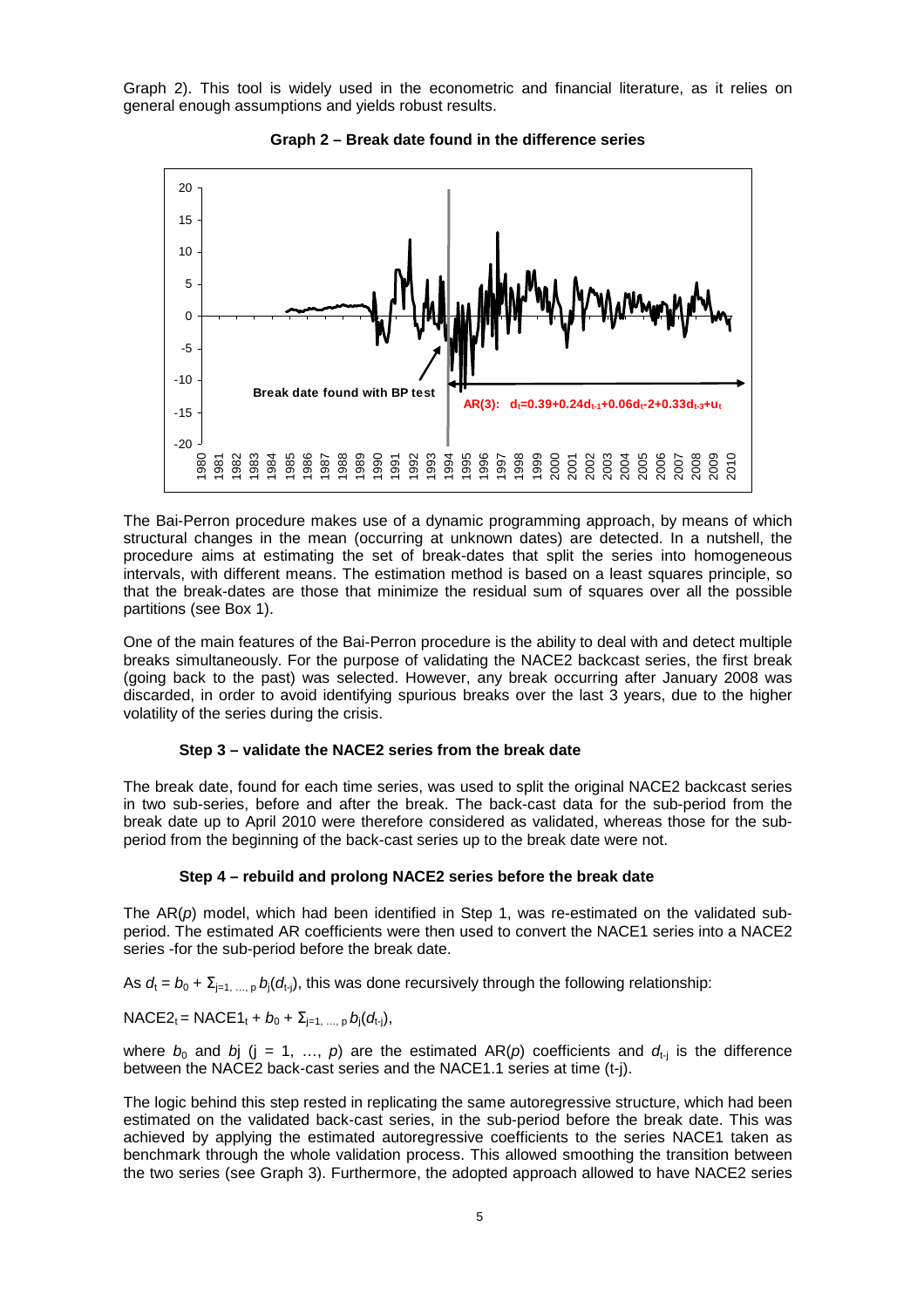Graph 2). This tool is widely used in the econometric and financial literature, as it relies on general enough assumptions and yields robust results.

**Graph 2 – Break date found in the difference series**

The Bai-Perron procedure makes use of a dynamic programming approach, by means of which structural changes in the mean (occurring at unknown dates) are detected. In a nutshell, the procedure aims at estimating the set of break-dates that split the series into homogeneous intervals, with different means. The estimation method is based on a least squares principle, so that the break-dates are those that minimize the residual sum of squares over all the possible partitions (see Box 1).

One of the main features of the Bai-Perron procedure is the ability to deal with and detect multiple breaks simultaneously. For the purpose of validating the NACE2 backcast series, the first break (going back to the past) was selected. However, any break occurring after January 2008 was discarded, in order to avoid identifying spurious breaks over the last 3 years, due to the higher volatility of the series during the crisis.

### Step 3 – validate the NACE2 series from the break date

The break date, found for each time series, was used to split the original NACE2 backcast series in two sub-series, before and after the break. The back-cast data for the sub-period from the break date up to April 2010 were therefore considered as validated, whereas those for the sub-period from the beginning of the back-cast series up to the break date were not.

### Step 4 – rebuild and prolong NACE2 series before the break date

The AR($p$) model, which had been identified in Step 1, was re-estimated on the validated sub-period. The estimated AR coefficients were then used to convert the NACE1 series into a NACE2 series -for the sub-period before the break date.

As $d_t = b_0 + \Sigma_{j=1,\dots,p} b_j(d_{t-j})$, this was done recursively through the following relationship:

$\text{NACE2}_t = \text{NACE1}_t + b_0 + \Sigma_{j=1,\dots,p} b_j(d_{t-j})$,

where $b_0$ and $bj$ ($j = 1, \dots, p$) are the estimated AR($p$) coefficients and $d_{t-j}$ is the difference between the NACE2 back-cast series and the NACE1.1 series at time (t-j).

The logic behind this step rested in replicating the same autoregressive structure, which had been estimated on the validated back-cast series, in the sub-period before the break date. This was achieved by applying the estimated autoregressive coefficients to the series NACE1 taken as benchmark through the whole validation process. This allowed smoothing the transition between the two series (see Graph 3). Furthermore, the adopted approach allowed to have NACE2 series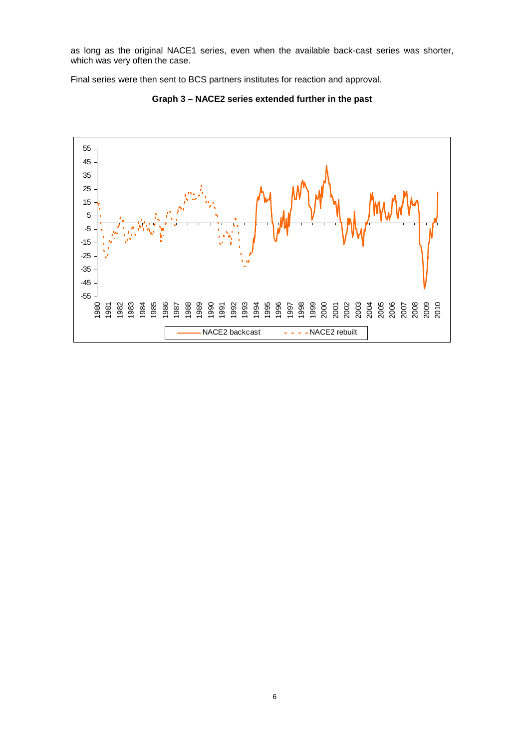as long as the original NACE1 series, even when the available back-cast series was shorter, which was very often the case.

Final series were then sent to BCS partners institutes for reaction and approval.

**Graph 3 – NACE2 series extended further in the past**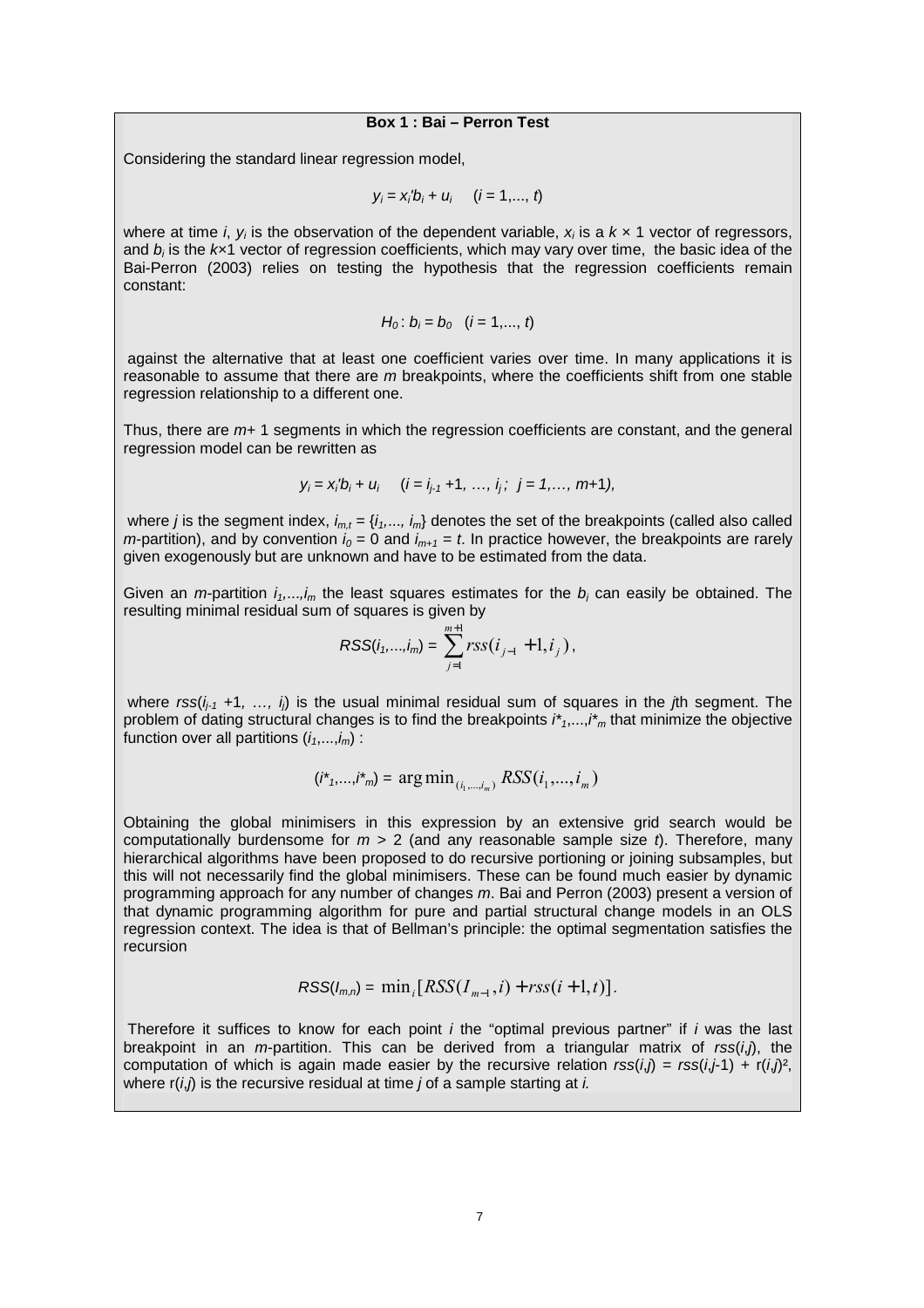**Box 1 : Bai – Perron Test**

Considering the standard linear regression model,

$$y_i = x_i'b_i + u_i \quad (i = 1,..., t)$$

where at time $i$, $y_i$ is the observation of the dependent variable, $x_i$ is a $k \times 1$ vector of regressors, and $b_i$ is the $k$×1 vector of regression coefficients, which may vary over time, the basic idea of the Bai-Perron (2003) relies on testing the hypothesis that the regression coefficients remain constant:

$$H_0 : b_i = b_0 \quad (i = 1,..., t)$$

against the alternative that at least one coefficient varies over time. In many applications it is reasonable to assume that there are $m$ breakpoints, where the coefficients shift from one stable regression relationship to a different one.

Thus, there are $m$+ 1 segments in which the regression coefficients are constant, and the general regression model can be rewritten as

$$y_i = x_i'b_i + u_i \quad (i = i_{j-1} +1, \ldots, i_j ; \; j = 1, \ldots, m+1),$$

where $j$ is the segment index, $i_{m,t} = \{i_1,..., i_m\}$ denotes the set of the breakpoints (called also called $m$-partition), and by convention $i_0 = 0$ and $i_{m+1} = t$. In practice however, the breakpoints are rarely given exogenously but are unknown and have to be estimated from the data.

Given an $m$-partition $i_1,...,i_m$ the least squares estimates for the $b_i$ can easily be obtained. The resulting minimal residual sum of squares is given by

$$RSS(i_1,...,i_m) = \sum_{j=1}^{m+1} rss(i_{j-1} + 1, i_j),$$

where $rss(i_{j-1} +1, \ldots, i_j)$ is the usual minimal residual sum of squares in the $j$th segment. The problem of dating structural changes is to find the breakpoints $i^*_1,...,i^*_m$ that minimize the objective function over all partitions $(i_1,...,i_m)$ :

$$(i^*_1,...,i^*_m) = \arg\min_{(i_1,...,i_m)} RSS(i_1,...,i_m)$$

Obtaining the global minimisers in this expression by an extensive grid search would be computationally burdensome for $m > 2$ (and any reasonable sample size $t$). Therefore, many hierarchical algorithms have been proposed to do recursive portioning or joining subsamples, but this will not necessarily find the global minimisers. These can be found much easier by dynamic programming approach for any number of changes $m$. Bai and Perron (2003) present a version of that dynamic programming algorithm for pure and partial structural change models in an OLS regression context. The idea is that of Bellman's principle: the optimal segmentation satisfies the recursion

$$RSS(I_{m,n}) = \min_i [RSS(I_{m-1}, i) + rss(i+1, t)].$$

Therefore it suffices to know for each point $i$ the "optimal previous partner" if $i$ was the last breakpoint in an $m$-partition. This can be derived from a triangular matrix of $rss(i,j)$, the computation of which is again made easier by the recursive relation $rss(i,j) = rss(i,j\text{-}1) + r(i,j)^2$, where $r(i,j)$ is the recursive residual at time $j$ of a sample starting at $i$.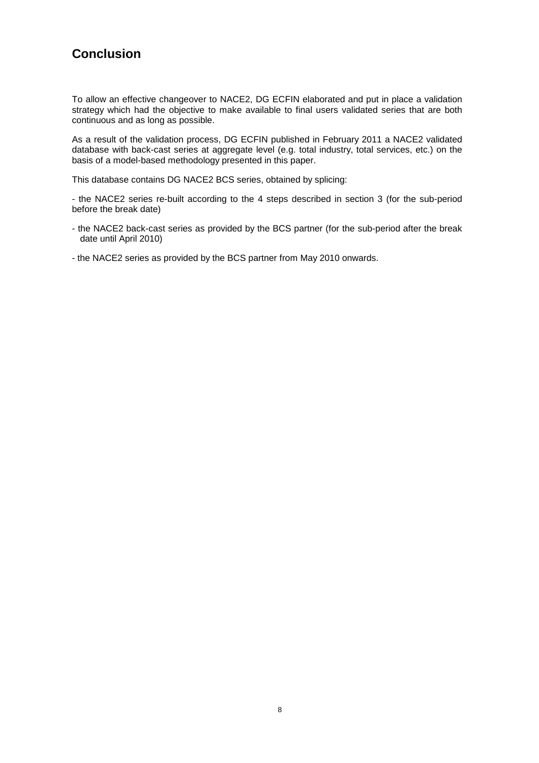## Conclusion

To allow an effective changeover to NACE2, DG ECFIN elaborated and put in place a validation strategy which had the objective to make available to final users validated series that are both continuous and as long as possible.

As a result of the validation process, DG ECFIN published in February 2011 a NACE2 validated database with back-cast series at aggregate level (e.g. total industry, total services, etc.) on the basis of a model-based methodology presented in this paper.

This database contains DG NACE2 BCS series, obtained by splicing:

- the NACE2 series re-built according to the 4 steps described in section 3 (for the sub-period before the break date)
- the NACE2 back-cast series as provided by the BCS partner (for the sub-period after the break date until April 2010)
- the NACE2 series as provided by the BCS partner from May 2010 onwards.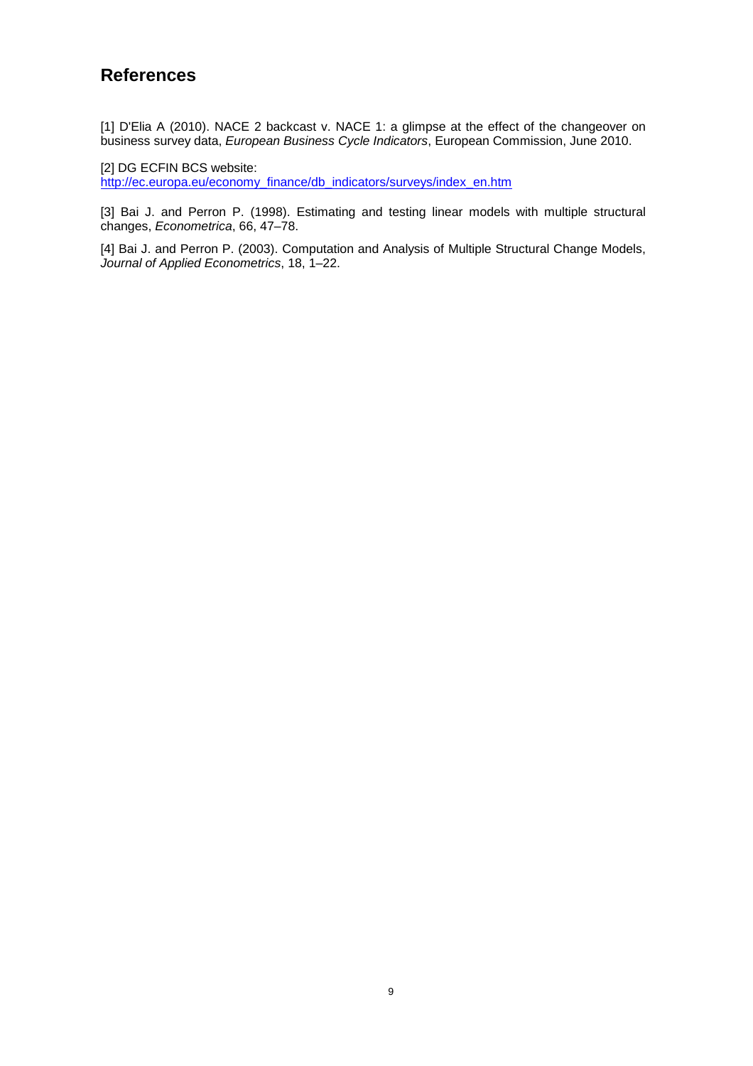## References

[1] D'Elia A (2010). NACE 2 backcast v. NACE 1: a glimpse at the effect of the changeover on business survey data, *European Business Cycle Indicators*, European Commission, June 2010.

[2] DG ECFIN BCS website:
http://ec.europa.eu/economy_finance/db_indicators/surveys/index_en.htm

[3] Bai J. and Perron P. (1998). Estimating and testing linear models with multiple structural changes, *Econometrica*, 66, 47–78.

[4] Bai J. and Perron P. (2003). Computation and Analysis of Multiple Structural Change Models, *Journal of Applied Econometrics*, 18, 1–22.